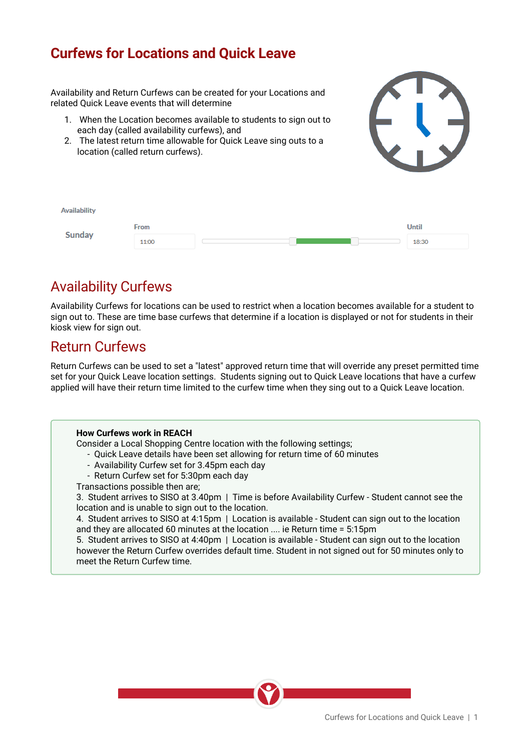# Curfews for Locations and Quick Leave

Availability and Return Curfews can be created for your Locations and related Quick Leave events that will determine

1. When the Location becomes available to students to sign out to each day (called availability curfews), and
2. The latest return time allowable for Quick Leave sing outs to a location (called return curfews).

Availability

Sunday — From 11:00 — Until 18:30

## Availability Curfews

Availability Curfews for locations can be used to restrict when a location becomes available for a student to sign out to. These are time base curfews that determine if a location is displayed or not for students in their kiosk view for sign out.

## Return Curfews

Return Curfews can be used to set a "latest" approved return time that will override any preset permitted time set for your Quick Leave location settings. Students signing out to Quick Leave locations that have a curfew applied will have their return time limited to the curfew time when they sing out to a Quick Leave location.

**How Curfews work in REACH**

Consider a Local Shopping Centre location with the following settings;

- Quick Leave details have been set allowing for return time of 60 minutes
- Availability Curfew set for 3.45pm each day
- Return Curfew set for 5:30pm each day

Transactions possible then are;

3. Student arrives to SISO at 3.40pm | Time is before Availability Curfew - Student cannot see the location and is unable to sign out to the location.
4. Student arrives to SISO at 4:15pm | Location is available - Student can sign out to the location and they are allocated 60 minutes at the location .... ie Return time = 5:15pm
5. Student arrives to SISO at 4:40pm | Location is available - Student can sign out to the location however the Return Curfew overrides default time. Student in not signed out for 50 minutes only to meet the Return Curfew time.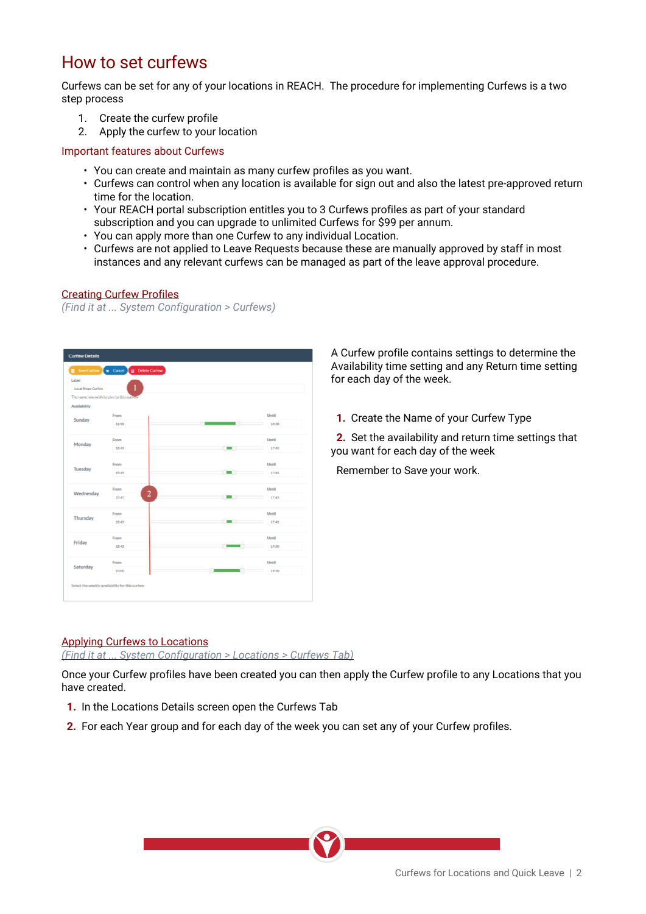# How to set curfews

Curfews can be set for any of your locations in REACH. The procedure for implementing Curfews is a two step process

1. Create the curfew profile
2. Apply the curfew to your location

## Important features about Curfews

- You can create and maintain as many curfew profiles as you want.
- Curfews can control when any location is available for sign out and also the latest pre-approved return time for the location.
- Your REACH portal subscription entitles you to 3 Curfews profiles as part of your standard subscription and you can upgrade to unlimited Curfews for $99 per annum.
- You can apply more than one Curfew to any individual Location.
- Curfews are not applied to Leave Requests because these are manually approved by staff in most instances and any relevant curfews can be managed as part of the leave approval procedure.

### Creating Curfew Profiles

*(Find it at ... System Configuration > Curfews)*

A Curfew profile contains settings to determine the Availability time setting and any Return time setting for each day of the week.

1. Create the Name of your Curfew Type
2. Set the availability and return time settings that you want for each day of the week

Remember to Save your work.

### Applying Curfews to Locations

*(Find it at ... System Configuration > Locations > Curfews Tab)*

Once your Curfew profiles have been created you can then apply the Curfew profile to any Locations that you have created.

1. In the Locations Details screen open the Curfews Tab
2. For each Year group and for each day of the week you can set any of your Curfew profiles.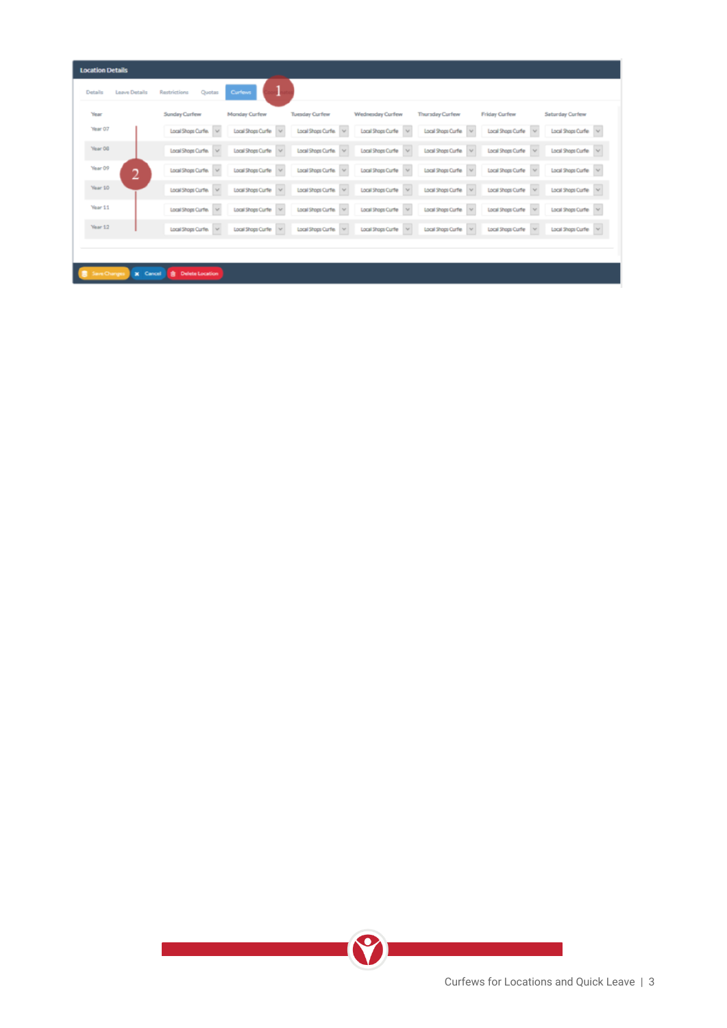**Location Details**

Details | Leave Details | Restrictions | Quotas | Curfews

1

| Year | Sunday Curfew | Monday Curfew | Tuesday Curfew | Wednesday Curfew | Thursday Curfew | Friday Curfew | Saturday Curfew |
|---|---|---|---|---|---|---|---|
| Year 07 | Local Shops Curfe | Local Shops Curfe | Local Shops Curfe | Local Shops Curfe | Local Shops Curfe | Local Shops Curfe | Local Shops Curfe |
| Year 08 | Local Shops Curfe | Local Shops Curfe | Local Shops Curfe | Local Shops Curfe | Local Shops Curfe | Local Shops Curfe | Local Shops Curfe |
| Year 09 | Local Shops Curfe | Local Shops Curfe | Local Shops Curfe | Local Shops Curfe | Local Shops Curfe | Local Shops Curfe | Local Shops Curfe |
| Year 10 | Local Shops Curfe | Local Shops Curfe | Local Shops Curfe | Local Shops Curfe | Local Shops Curfe | Local Shops Curfe | Local Shops Curfe |
| Year 11 | Local Shops Curfe | Local Shops Curfe | Local Shops Curfe | Local Shops Curfe | Local Shops Curfe | Local Shops Curfe | Local Shops Curfe |
| Year 12 | Local Shops Curfe | Local Shops Curfe | Local Shops Curfe | Local Shops Curfe | Local Shops Curfe | Local Shops Curfe | Local Shops Curfe |

2

Save Changes | Cancel | Delete Location